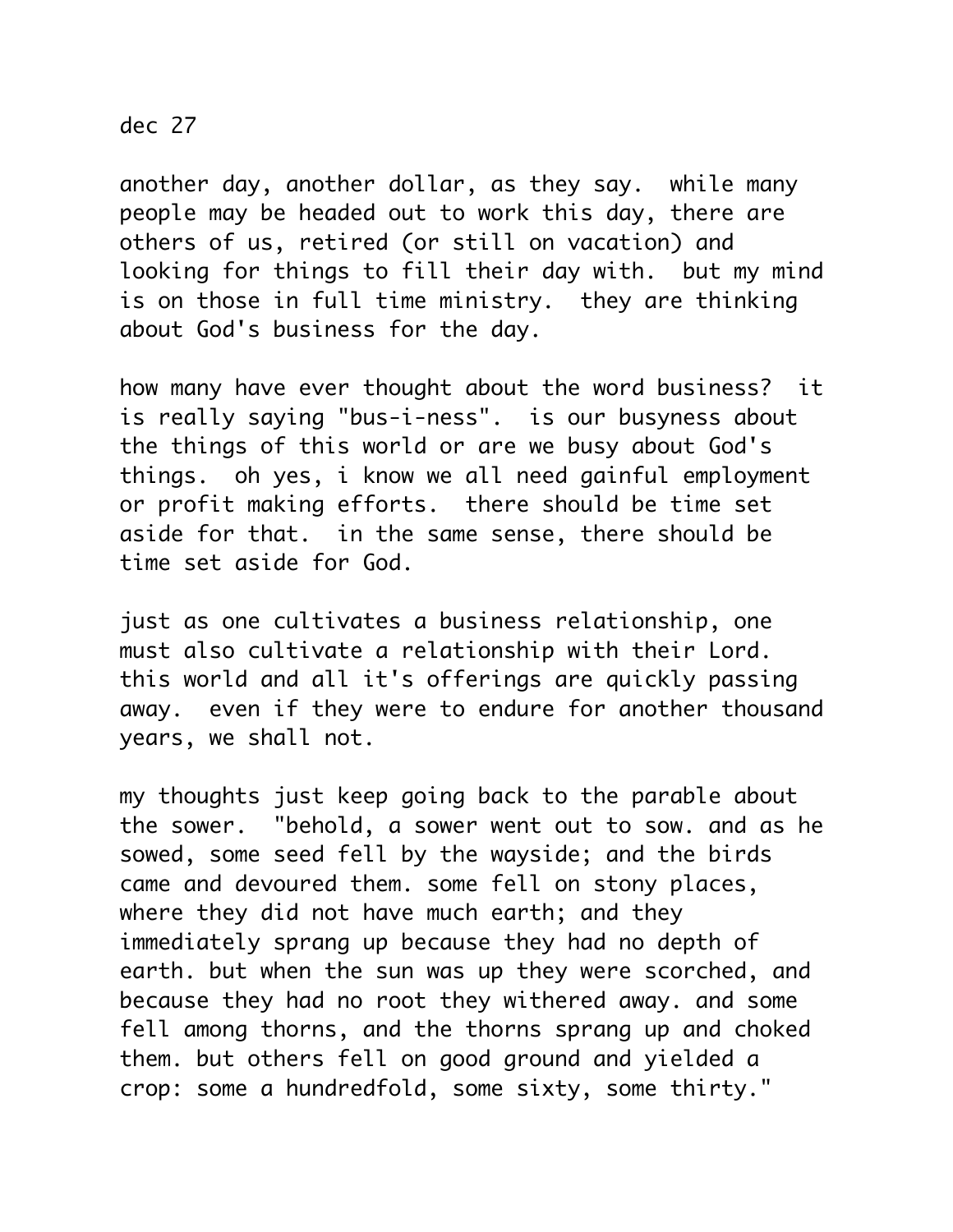dec 27

another day, another dollar, as they say.  while many people may be headed out to work this day, there are others of us, retired (or still on vacation) and looking for things to fill their day with.  but my mind is on those in full time ministry.  they are thinking about God's business for the day.

how many have ever thought about the word business?  it is really saying "bus-i-ness".  is our busyness about the things of this world or are we busy about God's things.  oh yes, i know we all need gainful employment or profit making efforts.  there should be time set aside for that.  in the same sense, there should be time set aside for God.

just as one cultivates a business relationship, one must also cultivate a relationship with their Lord. this world and all it's offerings are quickly passing away.  even if they were to endure for another thousand years, we shall not.

my thoughts just keep going back to the parable about the sower.  "behold, a sower went out to sow. and as he sowed, some seed fell by the wayside; and the birds came and devoured them. some fell on stony places, where they did not have much earth; and they immediately sprang up because they had no depth of earth. but when the sun was up they were scorched, and because they had no root they withered away. and some fell among thorns, and the thorns sprang up and choked them. but others fell on good ground and yielded a crop: some a hundredfold, some sixty, some thirty."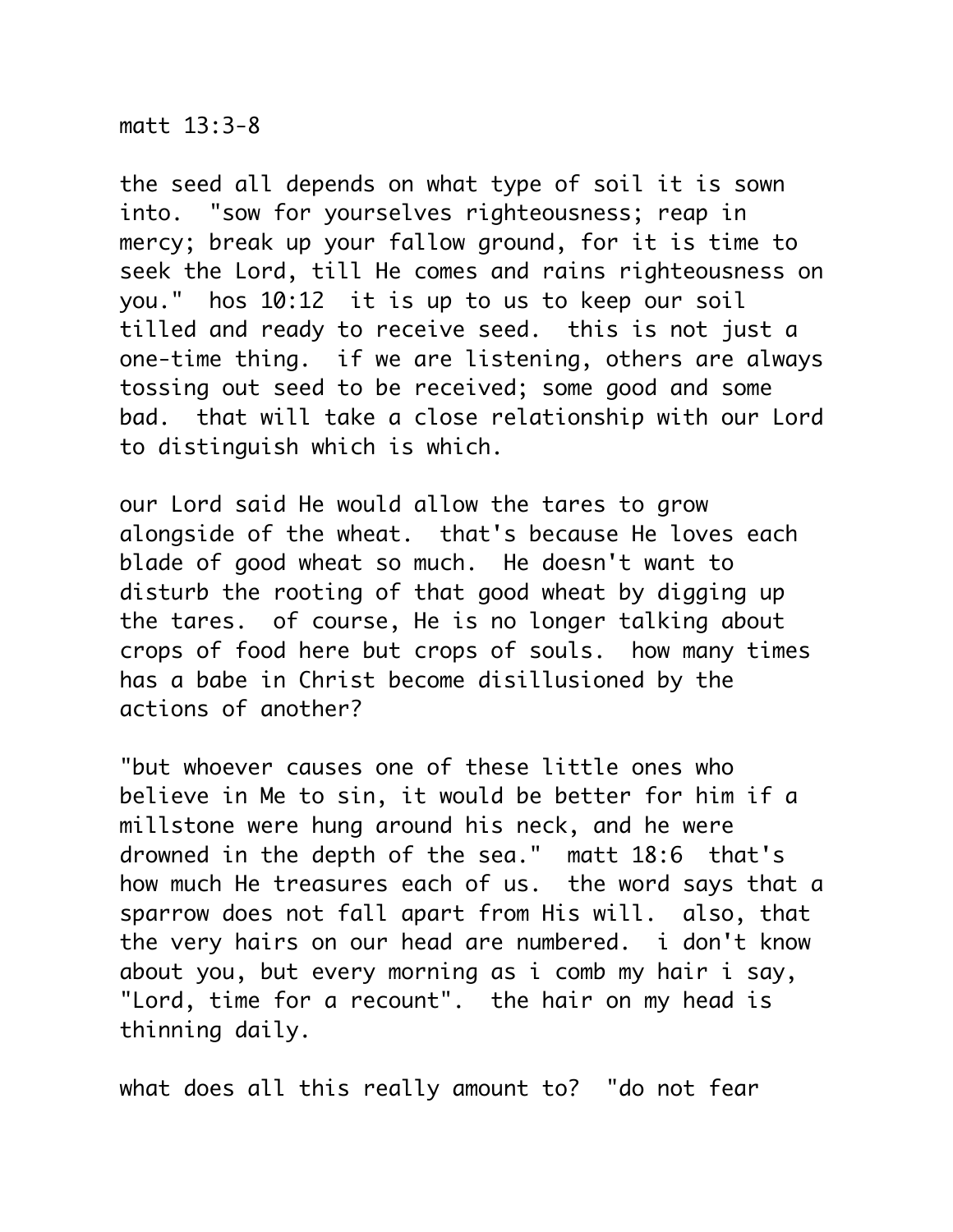matt 13:3-8

the seed all depends on what type of soil it is sown into. "sow for yourselves righteousness; reap in mercy; break up your fallow ground, for it is time to seek the Lord, till He comes and rains righteousness on you." hos 10:12 it is up to us to keep our soil tilled and ready to receive seed. this is not just a one-time thing. if we are listening, others are always tossing out seed to be received; some good and some bad. that will take a close relationship with our Lord to distinguish which is which.

our Lord said He would allow the tares to grow alongside of the wheat. that's because He loves each blade of good wheat so much. He doesn't want to disturb the rooting of that good wheat by digging up the tares. of course, He is no longer talking about crops of food here but crops of souls. how many times has a babe in Christ become disillusioned by the actions of another?

"but whoever causes one of these little ones who believe in Me to sin, it would be better for him if a millstone were hung around his neck, and he were drowned in the depth of the sea." matt 18:6 that's how much He treasures each of us. the word says that a sparrow does not fall apart from His will. also, that the very hairs on our head are numbered. i don't know about you, but every morning as i comb my hair i say, "Lord, time for a recount". the hair on my head is thinning daily.

what does all this really amount to? "do not fear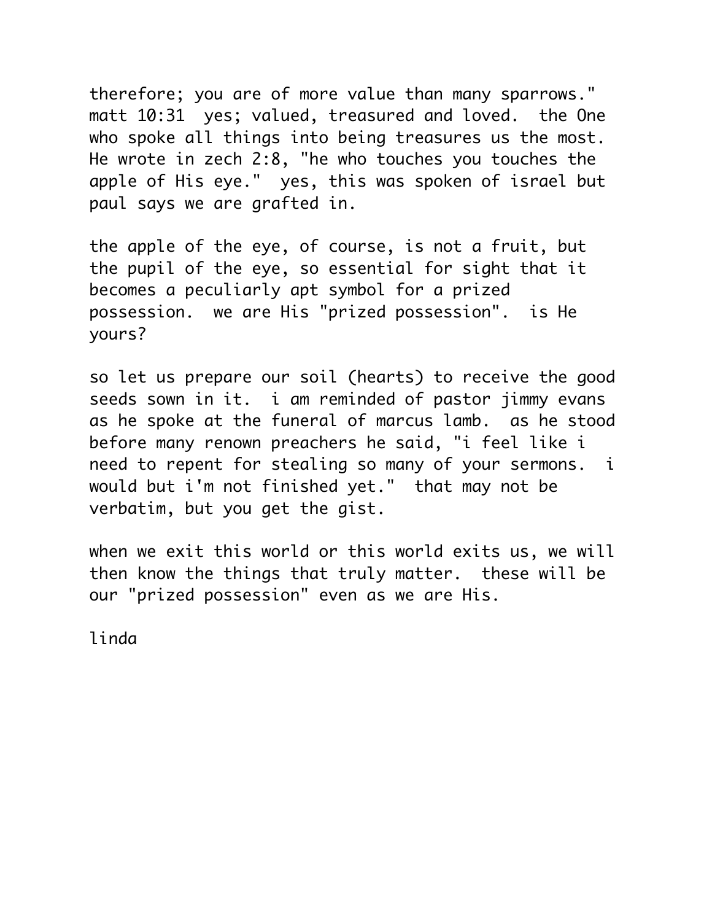therefore; you are of more value than many sparrows." matt 10:31 yes; valued, treasured and loved. the One who spoke all things into being treasures us the most. He wrote in zech 2:8, "he who touches you touches the apple of His eye." yes, this was spoken of israel but paul says we are grafted in.

the apple of the eye, of course, is not a fruit, but the pupil of the eye, so essential for sight that it becomes a peculiarly apt symbol for a prized possession. we are His "prized possession". is He yours?

so let us prepare our soil (hearts) to receive the good seeds sown in it. i am reminded of pastor jimmy evans as he spoke at the funeral of marcus lamb. as he stood before many renown preachers he said, "i feel like i need to repent for stealing so many of your sermons. i would but i'm not finished yet." that may not be verbatim, but you get the gist.

when we exit this world or this world exits us, we will then know the things that truly matter. these will be our "prized possession" even as we are His.

linda